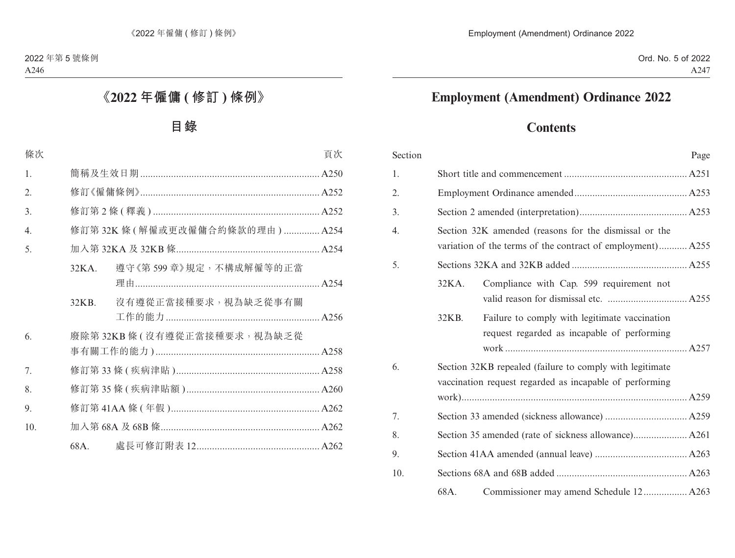# 《2022 年僱傭 (修訂) 條例》

## 目錄

| 條次 | | 頁次 |
|---|---|---|
| 1. | 簡稱及生效日期 | A250 |
| 2. | 修訂《僱傭條例》 | A252 |
| 3. | 修訂第 2 條 (釋義) | A252 |
| 4. | 修訂第 32K 條 (解僱或更改僱傭合約條款的理由) | A254 |
| 5. | 加入第 32KA 及 32KB 條 | A254 |
| | 32KA. 遵守《第 599 章》規定，不構成解僱等的正當理由 | A254 |
| | 32KB. 沒有遵從正當接種要求，視為缺乏從事有關工作的能力 | A256 |
| 6. | 廢除第 32KB 條 (沒有遵從正當接種要求，視為缺乏從事有關工作的能力) | A258 |
| 7. | 修訂第 33 條 (疾病津貼) | A258 |
| 8. | 修訂第 35 條 (疾病津貼額) | A260 |
| 9. | 修訂第 41AA 條 (年假) | A262 |
| 10. | 加入第 68A 及 68B 條 | A262 |
| | 68A. 處長可修訂附表 12 | A262 |

# Employment (Amendment) Ordinance 2022

## Contents

| Section | | Page |
|---|---|---|
| 1. | Short title and commencement | A251 |
| 2. | Employment Ordinance amended | A253 |
| 3. | Section 2 amended (interpretation) | A253 |
| 4. | Section 32K amended (reasons for the dismissal or the variation of the terms of the contract of employment) | A255 |
| 5. | Sections 32KA and 32KB added | A255 |
| | 32KA. Compliance with Cap. 599 requirement not valid reason for dismissal etc. | A255 |
| | 32KB. Failure to comply with legitimate vaccination request regarded as incapable of performing work | A257 |
| 6. | Section 32KB repealed (failure to comply with legitimate vaccination request regarded as incapable of performing work) | A259 |
| 7. | Section 33 amended (sickness allowance) | A259 |
| 8. | Section 35 amended (rate of sickness allowance) | A261 |
| 9. | Section 41AA amended (annual leave) | A263 |
| 10. | Sections 68A and 68B added | A263 |
| | 68A. Commissioner may amend Schedule 12 | A263 |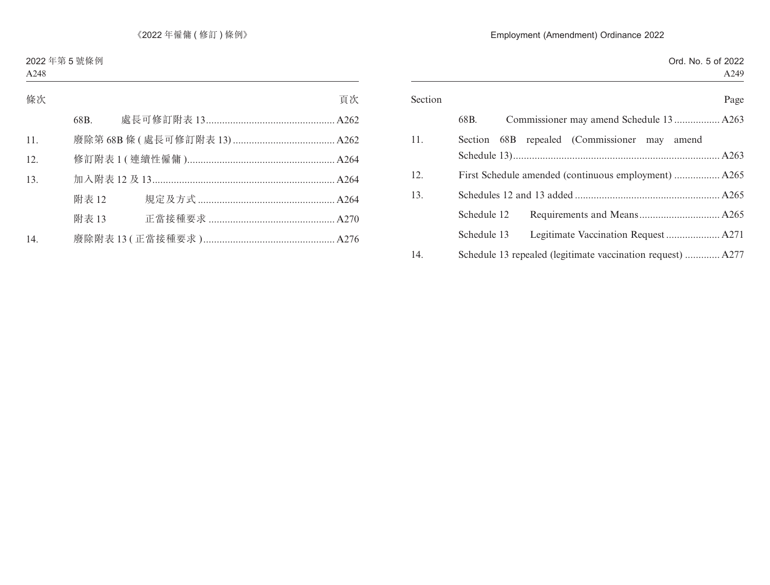| 條次 | | 頁次 |
|---|---|---|
| | 68B. 處長可修訂附表 13 | A262 |
| 11. | 廢除第 68B 條 ( 處長可修訂附表 13) | A262 |
| 12. | 修訂附表 1 ( 連續性僱傭 ) | A264 |
| 13. | 加入附表 12 及 13 | A264 |
| | 附表 12 規定及方式 | A264 |
| | 附表 13 正當接種要求 | A270 |
| 14. | 廢除附表 13 ( 正當接種要求 ) | A276 |

| Section | | Page |
|---|---|---|
| | 68B. Commissioner may amend Schedule 13 | A263 |
| 11. | Section 68B repealed (Commissioner may amend Schedule 13) | A263 |
| 12. | First Schedule amended (continuous employment) | A265 |
| 13. | Schedules 12 and 13 added | A265 |
| | Schedule 12 Requirements and Means | A265 |
| | Schedule 13 Legitimate Vaccination Request | A271 |
| 14. | Schedule 13 repealed (legitimate vaccination request) | A277 |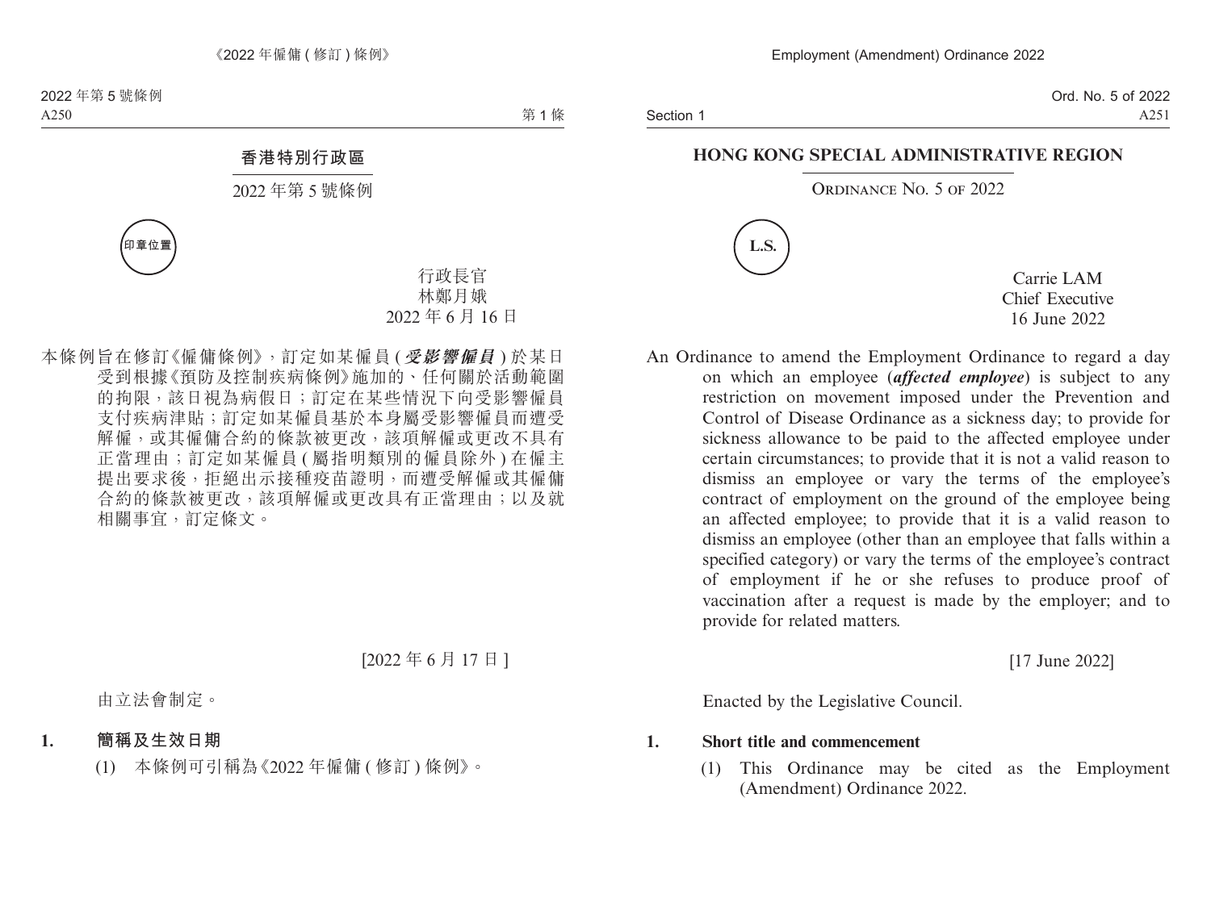# 香港特別行政區

## 2022 年第 5 號條例

印章位置

行政長官
林鄭月娥
2022 年 6 月 16 日

本條例旨在修訂《僱傭條例》，訂定如某僱員 (***受影響僱員***) 於某日受到根據《預防及控制疾病條例》施加的、任何關於活動範圍的拘限，該日視為病假日；訂定在某些情況下向受影響僱員支付疾病津貼；訂定如某僱員基於本身屬受影響僱員而遭受解僱，或其僱傭合約的條款被更改，該項解僱或更改不具有正當理由；訂定如某僱員 (屬指明類別的僱員除外) 在僱主提出要求後，拒絕出示接種疫苗證明，而遭受解僱或其僱傭合約的條款被更改，該項解僱或更改具有正當理由；以及就相關事宜，訂定條文。

[2022 年 6 月 17 日]

由立法會制定。

**1. 簡稱及生效日期**

(1) 本條例可引稱為《2022 年僱傭 (修訂) 條例》。

# HONG KONG SPECIAL ADMINISTRATIVE REGION

## ORDINANCE NO. 5 OF 2022

L.S.

Carrie LAM
Chief Executive
16 June 2022

An Ordinance to amend the Employment Ordinance to regard a day on which an employee (***affected employee***) is subject to any restriction on movement imposed under the Prevention and Control of Disease Ordinance as a sickness day; to provide for sickness allowance to be paid to the affected employee under certain circumstances; to provide that it is not a valid reason to dismiss an employee or vary the terms of the employee's contract of employment on the ground of the employee being an affected employee; to provide that it is a valid reason to dismiss an employee (other than an employee that falls within a specified category) or vary the terms of the employee's contract of employment if he or she refuses to produce proof of vaccination after a request is made by the employer; and to provide for related matters.

[17 June 2022]

Enacted by the Legislative Council.

**1. Short title and commencement**

(1) This Ordinance may be cited as the Employment (Amendment) Ordinance 2022.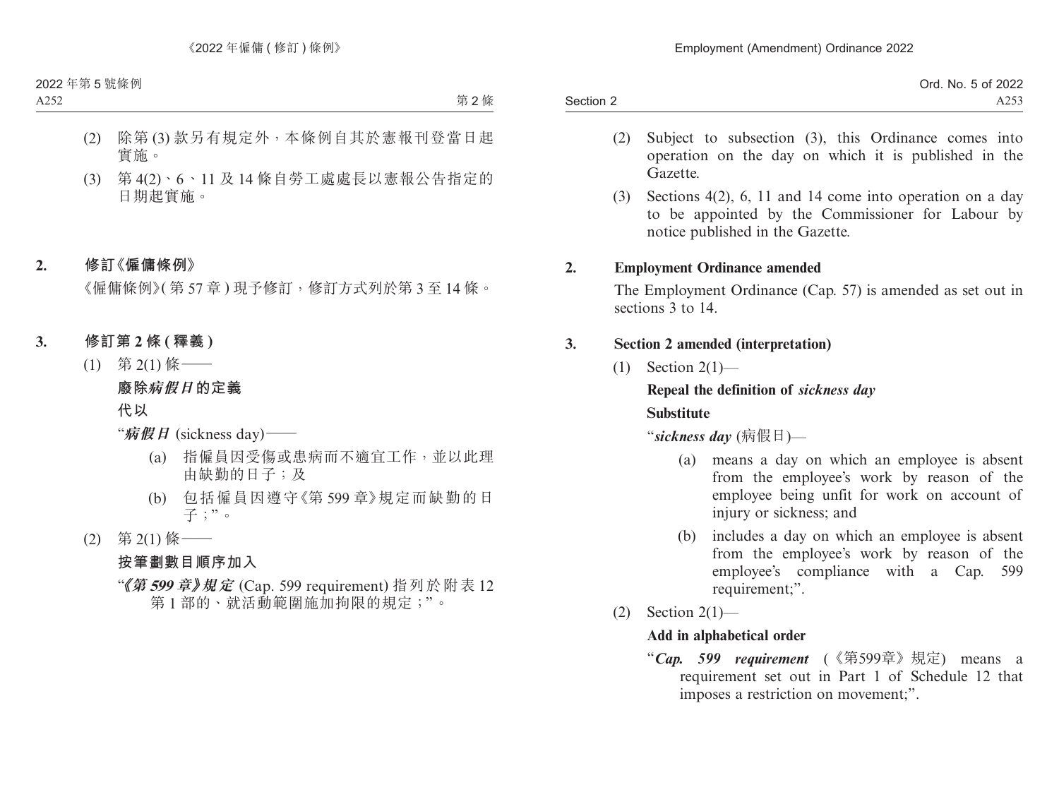(2) 除第 (3) 款另有規定外，本條例自其於憲報刊登當日起實施。

(3) 第 4(2)、6、11 及 14 條自勞工處處長以憲報公告指定的日期起實施。

## 2. 修訂《僱傭條例》

《僱傭條例》(第 57 章) 現予修訂，修訂方式列於第 3 至 14 條。

## 3. 修訂第 2 條 (釋義)

(1) 第 2(1) 條——

**廢除*病假日*的定義**

**代以**

“***病假日*** (sickness day)——

(a) 指僱員因受傷或患病而不適宜工作，並以此理由缺勤的日子；及

(b) 包括僱員因遵守《第 599 章》規定而缺勤的日子；”。

(2) 第 2(1) 條——

**按筆劃數目順序加入**

“***《第 599 章》規定*** (Cap. 599 requirement) 指列於附表 12 第 1 部的、就活動範圍施加拘限的規定；”。

(2) Subject to subsection (3), this Ordinance comes into operation on the day on which it is published in the Gazette.

(3) Sections 4(2), 6, 11 and 14 come into operation on a day to be appointed by the Commissioner for Labour by notice published in the Gazette.

## 2. Employment Ordinance amended

The Employment Ordinance (Cap. 57) is amended as set out in sections 3 to 14.

## 3. Section 2 amended (interpretation)

(1) Section 2(1)—

**Repeal the definition of *sickness day***

**Substitute**

“***sickness day*** (病假日)—

(a) means a day on which an employee is absent from the employee’s work by reason of the employee being unfit for work on account of injury or sickness; and

(b) includes a day on which an employee is absent from the employee’s work by reason of the employee’s compliance with a Cap. 599 requirement;”.

(2) Section 2(1)—

**Add in alphabetical order**

“***Cap. 599 requirement*** (《第599章》規定) means a requirement set out in Part 1 of Schedule 12 that imposes a restriction on movement;”.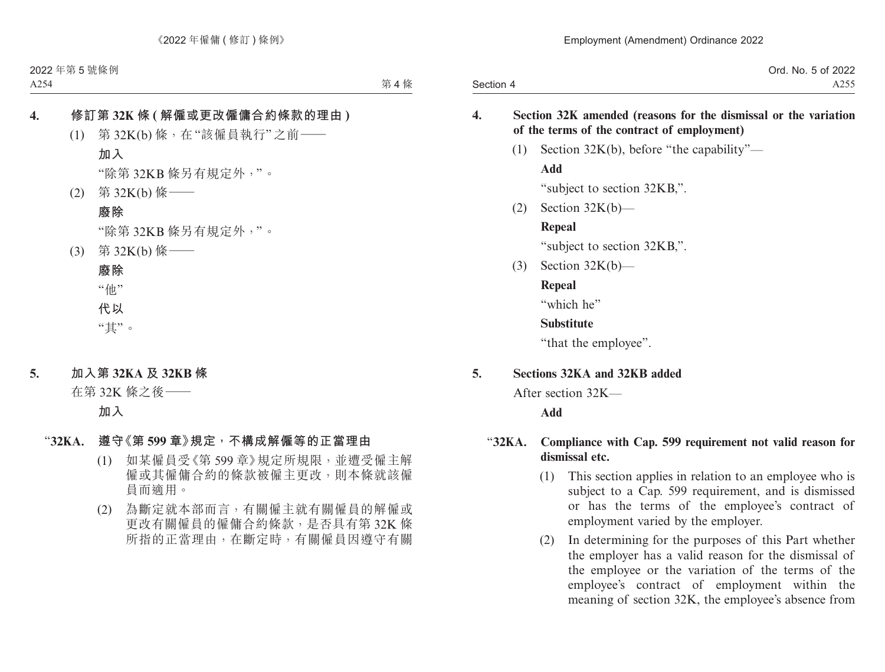## 4. 修訂第 32K 條 (解僱或更改僱傭合約條款的理由)

(1) 第 32K(b) 條，在“該僱員執行”之前——

**加入**

“除第 32KB 條另有規定外，”。

(2) 第 32K(b) 條——

**廢除**

“除第 32KB 條另有規定外，”。

(3) 第 32K(b) 條——

**廢除**

“他”

**代以**

“其”。

## 5. 加入第 32KA 及 32KB 條

在第 32K 條之後——

**加入**

**“32KA. 遵守《第 599 章》規定，不構成解僱等的正當理由**

(1) 如某僱員受《第 599 章》規定所規限，並遭受僱主解僱或其僱傭合約的條款被僱主更改，則本條就該僱員而適用。

(2) 為斷定就本部而言，有關僱主就有關僱員的解僱或更改有關僱員的僱傭合約條款，是否具有第 32K 條所指的正當理由，在斷定時，有關僱員因遵守有關

## 4. Section 32K amended (reasons for the dismissal or the variation of the terms of the contract of employment)

(1) Section 32K(b), before “the capability”—

**Add**

“subject to section 32KB,”.

(2) Section 32K(b)—

**Repeal**

“subject to section 32KB,”.

(3) Section 32K(b)—

**Repeal**

“which he”

**Substitute**

“that the employee”.

## 5. Sections 32KA and 32KB added

After section 32K—

**Add**

**“32KA. Compliance with Cap. 599 requirement not valid reason for dismissal etc.**

(1) This section applies in relation to an employee who is subject to a Cap. 599 requirement, and is dismissed or has the terms of the employee’s contract of employment varied by the employer.

(2) In determining for the purposes of this Part whether the employer has a valid reason for the dismissal of the employee or the variation of the terms of the employee’s contract of employment within the meaning of section 32K, the employee’s absence from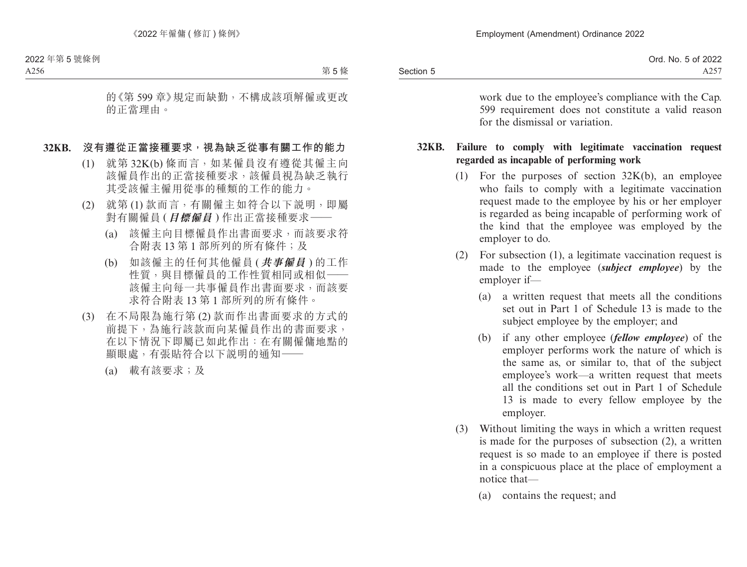的《第 599 章》規定而缺勤，不構成該項解僱或更改的正當理由。

**32KB. 沒有遵從正當接種要求，視為缺乏從事有關工作的能力**

(1) 就第 32K(b) 條而言，如某僱員沒有遵從其僱主向該僱員作出的正當接種要求，該僱員視為缺乏執行其受該僱主僱用從事的種類的工作的能力。

(2) 就第 (1) 款而言，有關僱主如符合以下說明，即屬對有關僱員 (***目標僱員***) 作出正當接種要求——

(a) 該僱主向目標僱員作出書面要求，而該要求符合附表 13 第 1 部所列的所有條件；及

(b) 如該僱主的任何其他僱員 (***共事僱員***) 的工作性質，與目標僱員的工作性質相同或相似——該僱主向每一共事僱員作出書面要求，而該要求符合附表 13 第 1 部所列的所有條件。

(3) 在不局限為施行第 (2) 款而作出書面要求的方式的前提下，為施行該款而向某僱員作出的書面要求，在以下情況下即屬已如此作出：在有關僱傭地點的顯眼處，有張貼符合以下說明的通知——

(a) 載有該要求；及

work due to the employee's compliance with the Cap. 599 requirement does not constitute a valid reason for the dismissal or variation.

**32KB. Failure to comply with legitimate vaccination request regarded as incapable of performing work**

(1) For the purposes of section 32K(b), an employee who fails to comply with a legitimate vaccination request made to the employee by his or her employer is regarded as being incapable of performing work of the kind that the employee was employed by the employer to do.

(2) For subsection (1), a legitimate vaccination request is made to the employee (***subject employee***) by the employer if—

(a) a written request that meets all the conditions set out in Part 1 of Schedule 13 is made to the subject employee by the employer; and

(b) if any other employee (***fellow employee***) of the employer performs work the nature of which is the same as, or similar to, that of the subject employee's work—a written request that meets all the conditions set out in Part 1 of Schedule 13 is made to every fellow employee by the employer.

(3) Without limiting the ways in which a written request is made for the purposes of subsection (2), a written request is so made to an employee if there is posted in a conspicuous place at the place of employment a notice that—

(a) contains the request; and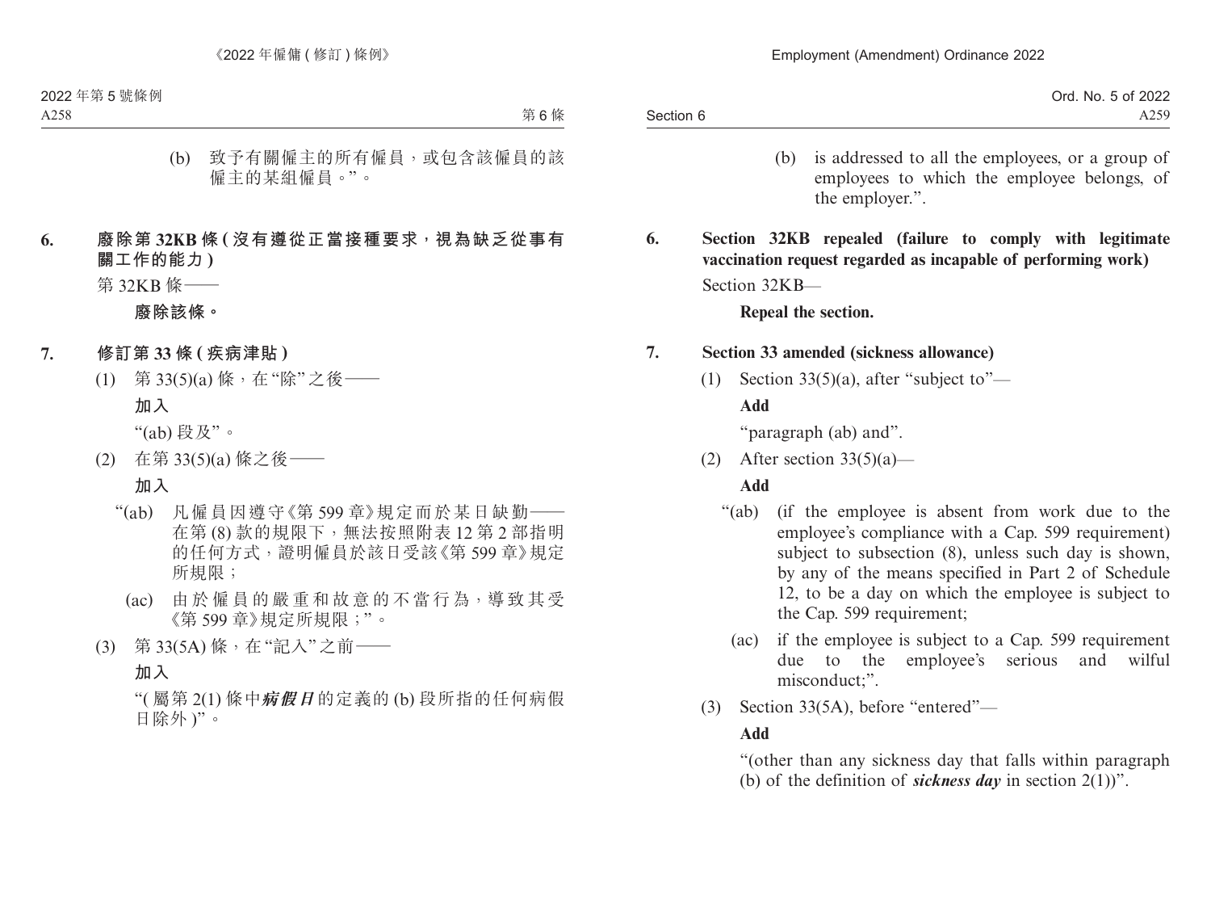(b) 致予有關僱主的所有僱員，或包含該僱員的該僱主的某組僱員。”。

**6. 廢除第 32KB 條 (沒有遵從正當接種要求，視為缺乏從事有關工作的能力)**

第 32KB 條——

**廢除該條。**

**7. 修訂第 33 條 (疾病津貼)**

(1) 第 33(5)(a) 條，在“除”之後——

**加入**

“(ab) 段及”。

(2) 在第 33(5)(a) 條之後——

**加入**

“(ab) 凡僱員因遵守《第 599 章》規定而於某日缺勤——在第 (8) 款的規限下，無法按照附表 12 第 2 部指明的任何方式，證明僱員於該日受該《第 599 章》規定所規限；

(ac) 由於僱員的嚴重和故意的不當行為，導致其受《第 599 章》規定所規限；”。

(3) 第 33(5A) 條，在“記入”之前——

**加入**

“(屬第 2(1) 條中***病假日***的定義的 (b) 段所指的任何病假日除外)”。

(b) is addressed to all the employees, or a group of employees to which the employee belongs, of the employer.”.

**6. Section 32KB repealed (failure to comply with legitimate vaccination request regarded as incapable of performing work)**

Section 32KB—

**Repeal the section.**

**7. Section 33 amended (sickness allowance)**

(1) Section 33(5)(a), after “subject to”—

**Add**

“paragraph (ab) and”.

(2) After section 33(5)(a)—

**Add**

“(ab) (if the employee is absent from work due to the employee’s compliance with a Cap. 599 requirement) subject to subsection (8), unless such day is shown, by any of the means specified in Part 2 of Schedule 12, to be a day on which the employee is subject to the Cap. 599 requirement;

(ac) if the employee is subject to a Cap. 599 requirement due to the employee’s serious and wilful misconduct;”.

(3) Section 33(5A), before “entered”—

**Add**

“(other than any sickness day that falls within paragraph (b) of the definition of ***sickness day*** in section 2(1))”.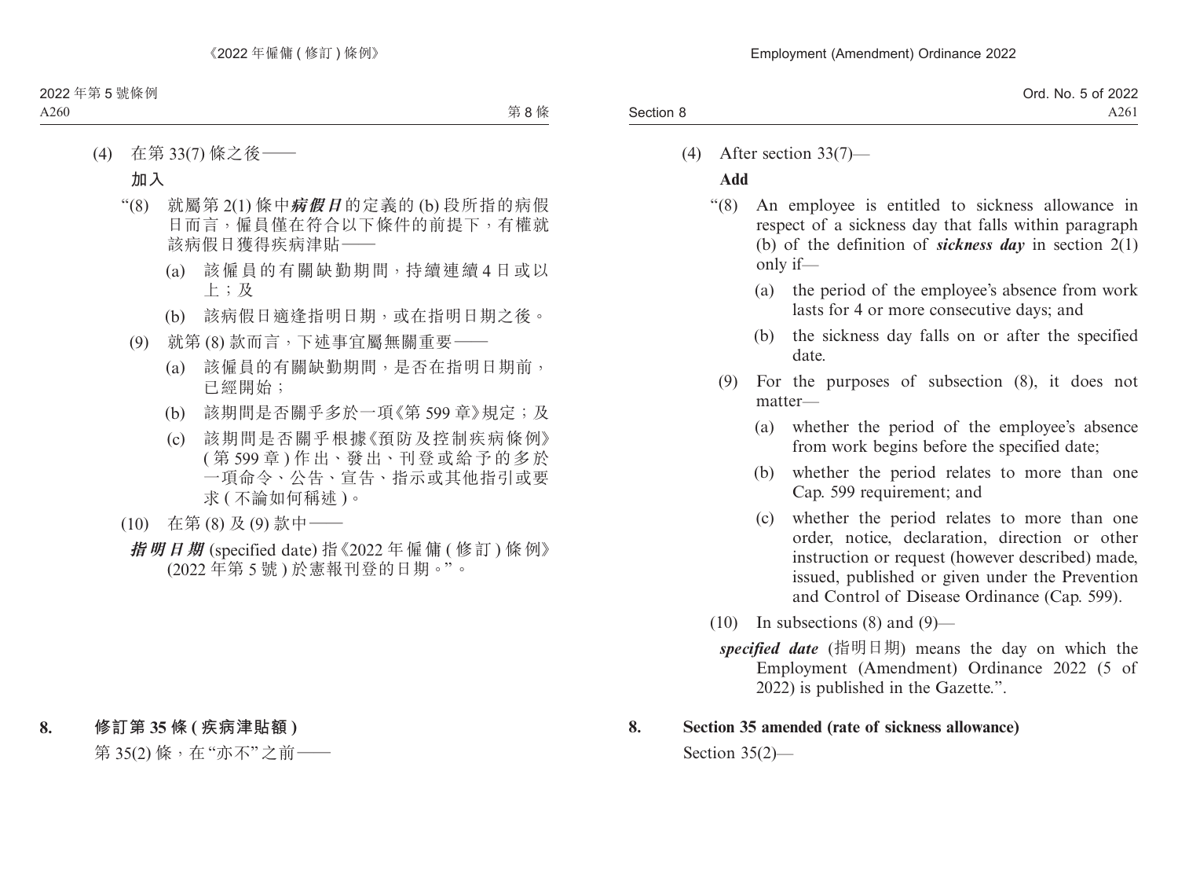(4) 在第 33(7) 條之後——

**加入**

"(8) 就屬第 2(1) 條中***病假日***的定義的 (b) 段所指的病假日而言，僱員僅在符合以下條件的前提下，有權就該病假日獲得疾病津貼——

(a) 該僱員的有關缺勤期間，持續連續 4 日或以上；及

(b) 該病假日適逢指明日期，或在指明日期之後。

(9) 就第 (8) 款而言，下述事宜屬無關重要——

(a) 該僱員的有關缺勤期間，是否在指明日期前，已經開始；

(b) 該期間是否關乎多於一項《第 599 章》規定；及

(c) 該期間是否關乎根據《預防及控制疾病條例》(第 599 章) 作出、發出、刊登或給予的多於一項命令、公告、宣告、指示或其他指引或要求 (不論如何稱述)。

(10) 在第 (8) 及 (9) 款中——

***指明日期*** (specified date) 指《2022 年僱傭 (修訂) 條例》(2022 年第 5 號) 於憲報刊登的日期。"。

## 8. 修訂第 35 條 (疾病津貼額)

第 35(2) 條，在"亦不"之前——

---

(4) After section 33(7)—

**Add**

"(8) An employee is entitled to sickness allowance in respect of a sickness day that falls within paragraph (b) of the definition of ***sickness day*** in section 2(1) only if—

(a) the period of the employee's absence from work lasts for 4 or more consecutive days; and

(b) the sickness day falls on or after the specified date.

(9) For the purposes of subsection (8), it does not matter—

(a) whether the period of the employee's absence from work begins before the specified date;

(b) whether the period relates to more than one Cap. 599 requirement; and

(c) whether the period relates to more than one order, notice, declaration, direction or other instruction or request (however described) made, issued, published or given under the Prevention and Control of Disease Ordinance (Cap. 599).

(10) In subsections (8) and (9)—

***specified date*** (指明日期) means the day on which the Employment (Amendment) Ordinance 2022 (5 of 2022) is published in the Gazette.".

## 8. Section 35 amended (rate of sickness allowance)

Section 35(2)—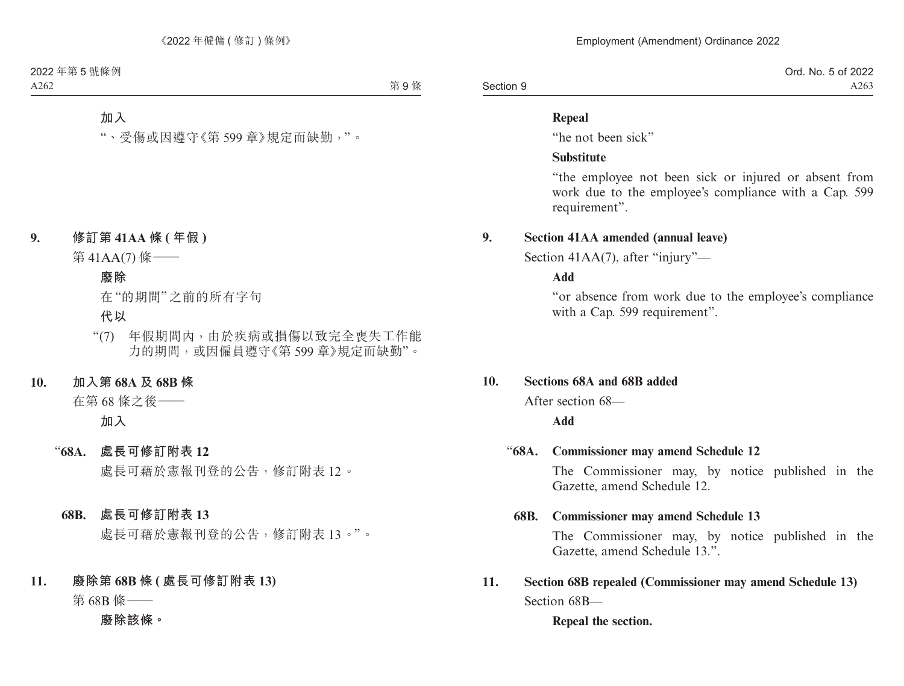加入

“、受傷或因遵守《第 599 章》規定而缺勤，”。

## 9. 修訂第 41AA 條 (年假)

第 41AA(7) 條——

**廢除**

在“的期間”之前的所有字句

**代以**

“(7) 年假期間內，由於疾病或損傷以致完全喪失工作能力的期間，或因僱員遵守《第 599 章》規定而缺勤”。

## 10. 加入第 68A 及 68B 條

在第 68 條之後——

**加入**

“**68A. 處長可修訂附表 12**

處長可藉於憲報刊登的公告，修訂附表 12。

**68B. 處長可修訂附表 13**

處長可藉於憲報刊登的公告，修訂附表 13。”。

## 11. 廢除第 68B 條 (處長可修訂附表 13)

第 68B 條——

**廢除該條。**

**Repeal**

“he not been sick”

**Substitute**

“the employee not been sick or injured or absent from work due to the employee’s compliance with a Cap. 599 requirement”.

## 9. Section 41AA amended (annual leave)

Section 41AA(7), after “injury”—

**Add**

“or absence from work due to the employee’s compliance with a Cap. 599 requirement”.

## 10. Sections 68A and 68B added

After section 68—

**Add**

“**68A. Commissioner may amend Schedule 12**

The Commissioner may, by notice published in the Gazette, amend Schedule 12.

**68B. Commissioner may amend Schedule 13**

The Commissioner may, by notice published in the Gazette, amend Schedule 13.”.

## 11. Section 68B repealed (Commissioner may amend Schedule 13)

Section 68B—

**Repeal the section.**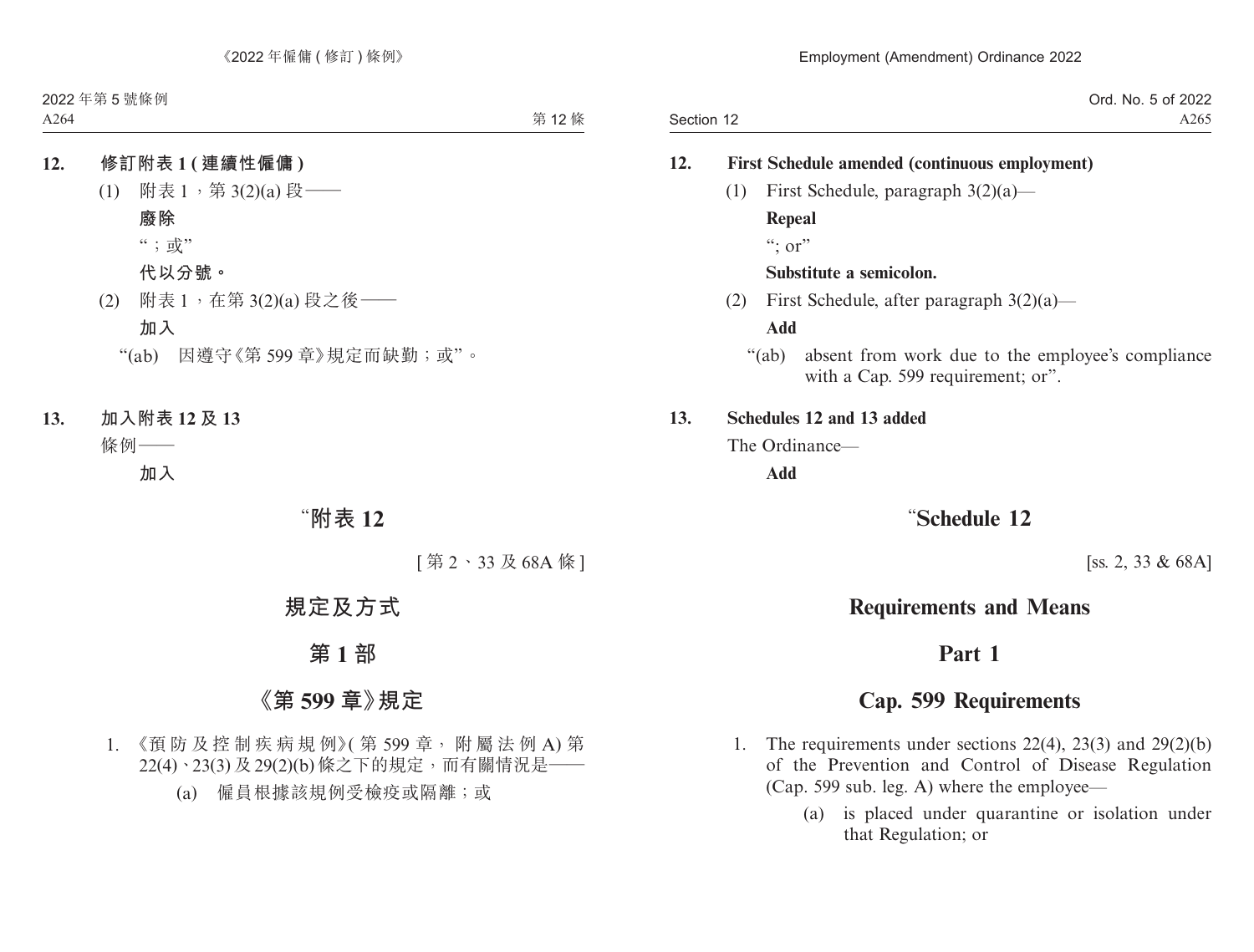**12. 修訂附表 1 (連續性僱傭)**

(1) 附表 1，第 3(2)(a) 段——

**廢除**

“；或”

**代以分號。**

(2) 附表 1，在第 3(2)(a) 段之後——

**加入**

“(ab) 因遵守《第 599 章》規定而缺勤；或”。

**13. 加入附表 12 及 13**

條例——

**加入**

# “附表 12

[第 2、33 及 68A 條]

# 規定及方式

## 第 1 部

## 《第 599 章》規定

1. 《預防及控制疾病規例》(第 599 章，附屬法例 A) 第 22(4)、23(3) 及 29(2)(b) 條之下的規定，而有關情況是——

   (a) 僱員根據該規例受檢疫或隔離；或

**12. First Schedule amended (continuous employment)**

(1) First Schedule, paragraph 3(2)(a)—

**Repeal**

“; or”

**Substitute a semicolon.**

(2) First Schedule, after paragraph 3(2)(a)—

**Add**

“(ab) absent from work due to the employee’s compliance with a Cap. 599 requirement; or”.

**13. Schedules 12 and 13 added**

The Ordinance—

**Add**

# “Schedule 12

[ss. 2, 33 & 68A]

# Requirements and Means

## Part 1

## Cap. 599 Requirements

1. The requirements under sections 22(4), 23(3) and 29(2)(b) of the Prevention and Control of Disease Regulation (Cap. 599 sub. leg. A) where the employee—

   (a) is placed under quarantine or isolation under that Regulation; or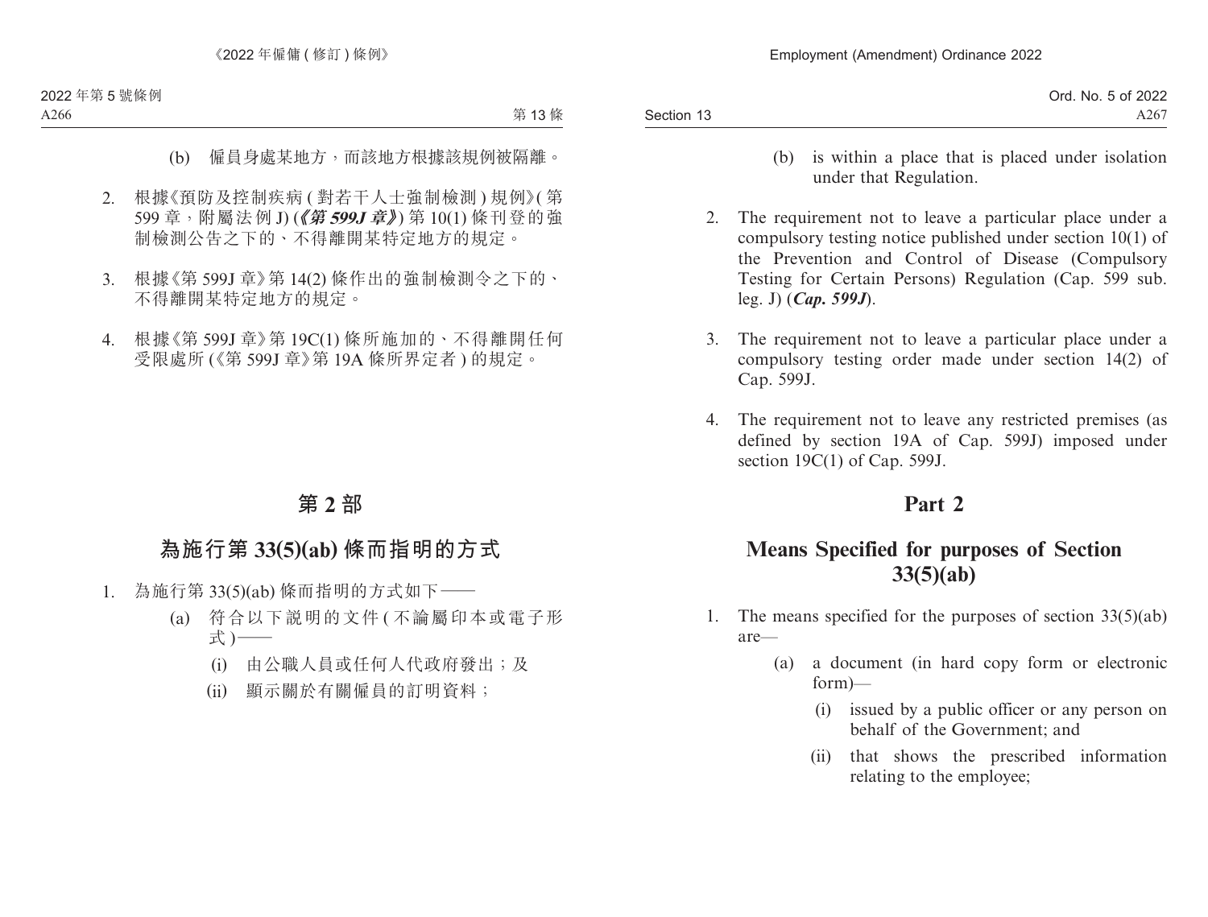(b) 僱員身處某地方，而該地方根據該規例被隔離。

2. 根據《預防及控制疾病 (對若干人士強制檢測) 規例》(第599章，附屬法例J) (《***第599J章***》) 第10(1) 條刊登的強制檢測公告之下的、不得離開某特定地方的規定。

3. 根據《第599J章》第14(2) 條作出的強制檢測令之下的、不得離開某特定地方的規定。

4. 根據《第599J章》第19C(1) 條所施加的、不得離開任何受限處所 (《第599J章》第19A條所界定者) 的規定。

## 第2部

## 為施行第33(5)(ab) 條而指明的方式

1. 為施行第33(5)(ab) 條而指明的方式如下——
   - (a) 符合以下說明的文件 (不論屬印本或電子形式)——
     - (i) 由公職人員或任何人代政府發出；及
     - (ii) 顯示關於有關僱員的訂明資料；

(b) is within a place that is placed under isolation under that Regulation.

2. The requirement not to leave a particular place under a compulsory testing notice published under section 10(1) of the Prevention and Control of Disease (Compulsory Testing for Certain Persons) Regulation (Cap. 599 sub. leg. J) (***Cap. 599J***).

3. The requirement not to leave a particular place under a compulsory testing order made under section 14(2) of Cap. 599J.

4. The requirement not to leave any restricted premises (as defined by section 19A of Cap. 599J) imposed under section 19C(1) of Cap. 599J.

## Part 2

## Means Specified for purposes of Section 33(5)(ab)

1. The means specified for the purposes of section 33(5)(ab) are—
   - (a) a document (in hard copy form or electronic form)—
     - (i) issued by a public officer or any person on behalf of the Government; and
     - (ii) that shows the prescribed information relating to the employee;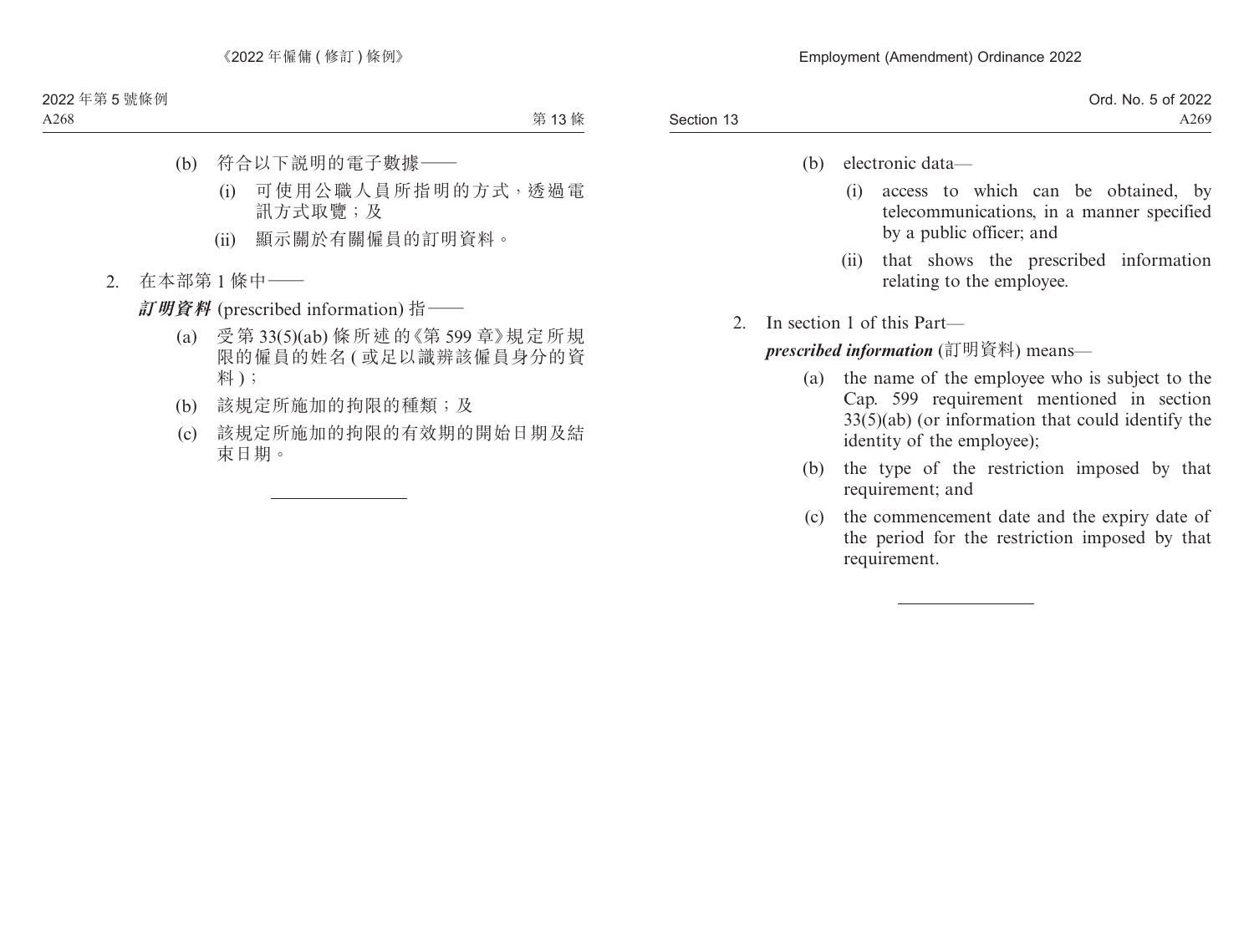(b) 符合以下說明的電子數據——

(i) 可使用公職人員所指明的方式，透過電訊方式取覽；及

(ii) 顯示關於有關僱員的訂明資料。

2. 在本部第 1 條中——

***訂明資料*** (prescribed information) 指——

(a) 受第 33(5)(ab) 條所述的《第 599 章》規定所規限的僱員的姓名 (或足以識辨該僱員身分的資料)；

(b) 該規定所施加的拘限的種類；及

(c) 該規定所施加的拘限的有效期的開始日期及結束日期。

---

(b) electronic data—

(i) access to which can be obtained, by telecommunications, in a manner specified by a public officer; and

(ii) that shows the prescribed information relating to the employee.

2. In section 1 of this Part—

***prescribed information*** (訂明資料) means—

(a) the name of the employee who is subject to the Cap. 599 requirement mentioned in section 33(5)(ab) (or information that could identify the identity of the employee);

(b) the type of the restriction imposed by that requirement; and

(c) the commencement date and the expiry date of the period for the restriction imposed by that requirement.

---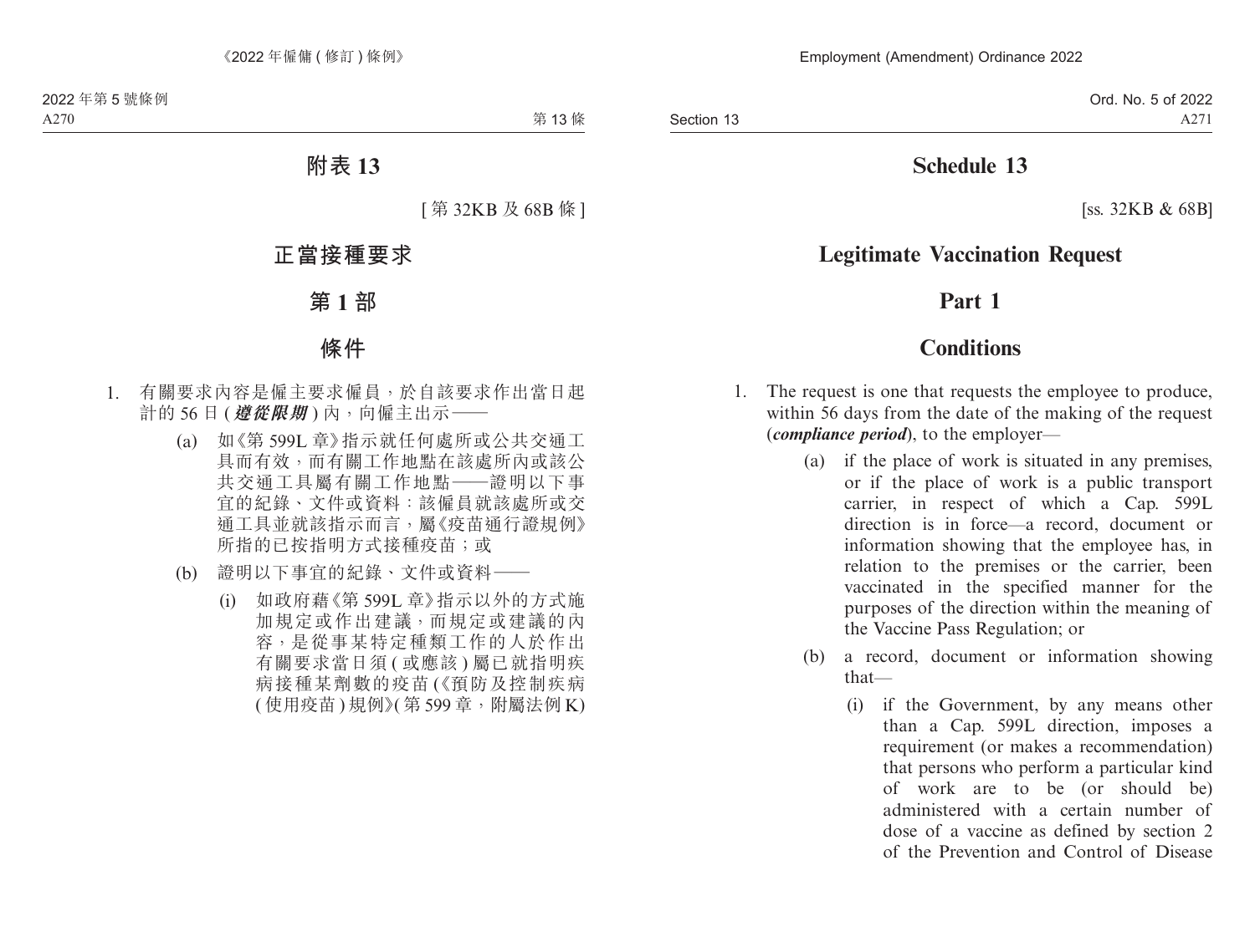# 附表 13

[ 第 32KB 及 68B 條 ]

# 正當接種要求

## 第 1 部

## 條件

1. 有關要求內容是僱主要求僱員，於自該要求作出當日起計的 56 日 (***遵從限期***) 內，向僱主出示——

    (a) 如《第 599L 章》指示就任何處所或公共交通工具而有效，而有關工作地點在該處所內或該公共交通工具屬有關工作地點——證明以下事宜的紀錄、文件或資料：該僱員就該處所或交通工具並就該指示而言，屬《疫苗通行證規例》所指的已按指明方式接種疫苗；或

    (b) 證明以下事宜的紀錄、文件或資料——

        (i) 如政府藉《第 599L 章》指示以外的方式施加規定或作出建議，而規定或建議的內容，是從事某特定種類工作的人於作出有關要求當日須 ( 或應該 ) 屬已就指明疾病接種某劑數的疫苗 (《預防及控制疾病 ( 使用疫苗 ) 規例》( 第 599 章，附屬法例 K)

# Schedule 13

[ss. 32KB & 68B]

# Legitimate Vaccination Request

## Part 1

## Conditions

1. The request is one that requests the employee to produce, within 56 days from the date of the making of the request (***compliance period***), to the employer—

    (a) if the place of work is situated in any premises, or if the place of work is a public transport carrier, in respect of which a Cap. 599L direction is in force—a record, document or information showing that the employee has, in relation to the premises or the carrier, been vaccinated in the specified manner for the purposes of the direction within the meaning of the Vaccine Pass Regulation; or

    (b) a record, document or information showing that—

        (i) if the Government, by any means other than a Cap. 599L direction, imposes a requirement (or makes a recommendation) that persons who perform a particular kind of work are to be (or should be) administered with a certain number of dose of a vaccine as defined by section 2 of the Prevention and Control of Disease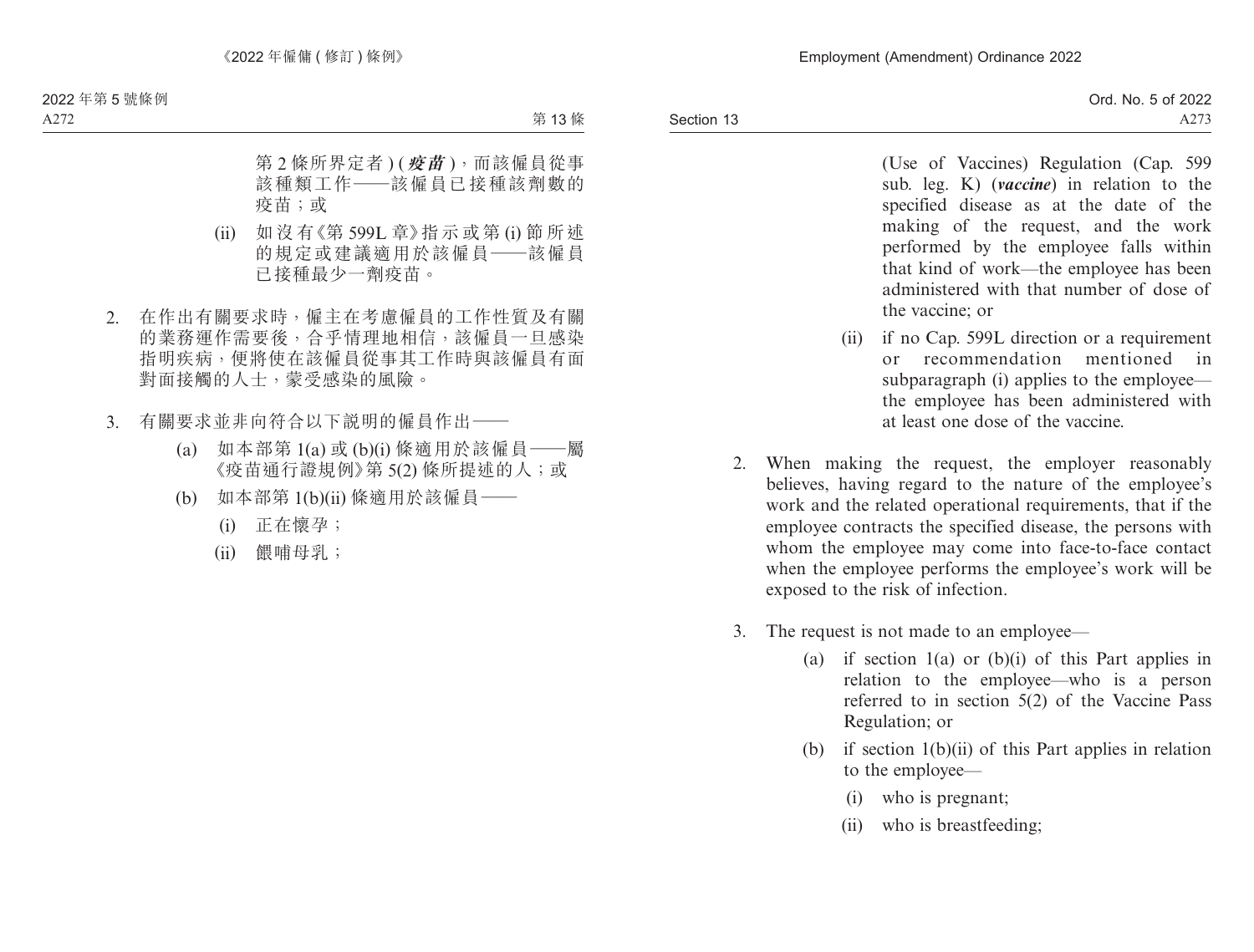第 2 條所界定者 ) (***疫苗***)，而該僱員從事該種類工作——該僱員已接種該劑數的疫苗；或

(ii) 如沒有《第 599L 章》指示或第 (i) 節所述的規定或建議適用於該僱員——該僱員已接種最少一劑疫苗。

2. 在作出有關要求時，僱主在考慮僱員的工作性質及有關的業務運作需要後，合乎情理地相信，該僱員一旦感染指明疾病，便將使在該僱員從事其工作時與該僱員有面對面接觸的人士，蒙受感染的風險。

3. 有關要求並非向符合以下說明的僱員作出——

(a) 如本部第 1(a) 或 (b)(i) 條適用於該僱員——屬《疫苗通行證規例》第 5(2) 條所提述的人；或

(b) 如本部第 1(b)(ii) 條適用於該僱員——

(i) 正在懷孕；

(ii) 餵哺母乳；

(Use of Vaccines) Regulation (Cap. 599 sub. leg. K) (***vaccine***) in relation to the specified disease as at the date of the making of the request, and the work performed by the employee falls within that kind of work—the employee has been administered with that number of dose of the vaccine; or

(ii) if no Cap. 599L direction or a requirement or recommendation mentioned in subparagraph (i) applies to the employee—the employee has been administered with at least one dose of the vaccine.

2. When making the request, the employer reasonably believes, having regard to the nature of the employee's work and the related operational requirements, that if the employee contracts the specified disease, the persons with whom the employee may come into face-to-face contact when the employee performs the employee's work will be exposed to the risk of infection.

3. The request is not made to an employee—

(a) if section 1(a) or (b)(i) of this Part applies in relation to the employee—who is a person referred to in section 5(2) of the Vaccine Pass Regulation; or

(b) if section 1(b)(ii) of this Part applies in relation to the employee—

(i) who is pregnant;

(ii) who is breastfeeding;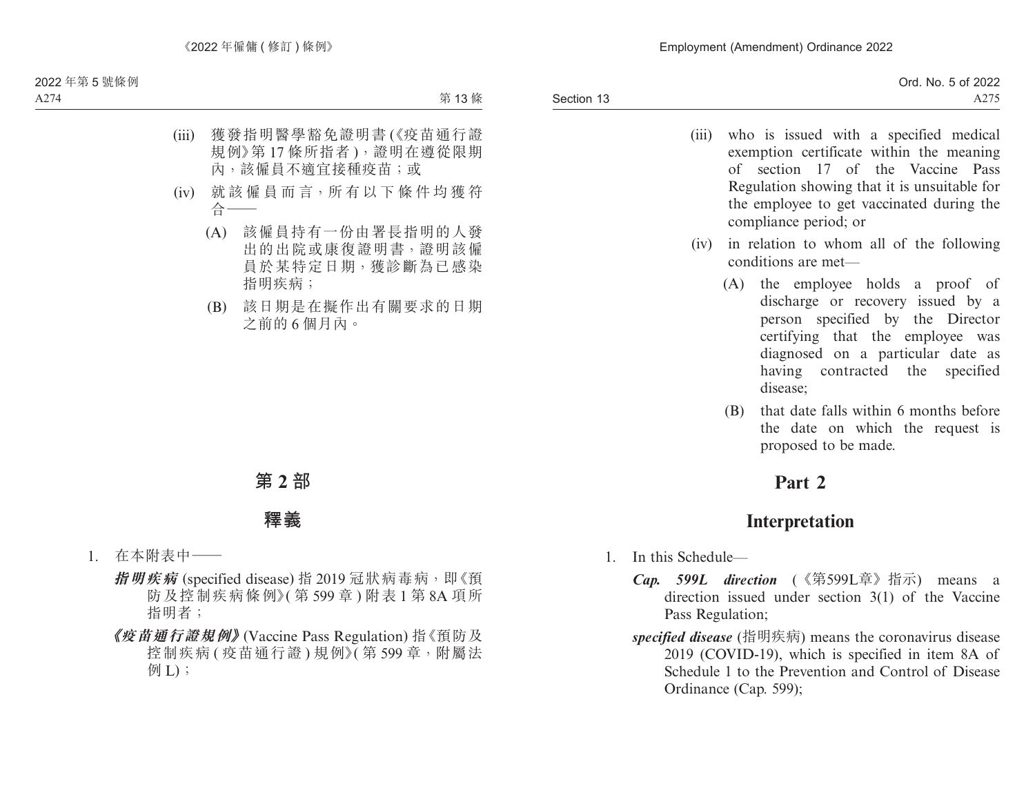(iii) 獲發指明醫學豁免證明書(《疫苗通行證規例》第 17 條所指者)，證明在遵從限期內，該僱員不適宜接種疫苗；或

(iv) 就該僱員而言，所有以下條件均獲符合——

(A) 該僱員持有一份由署長指明的人發出的出院或康復證明書，證明該僱員於某特定日期，獲診斷為已感染指明疾病；

(B) 該日期是在擬作出有關要求的日期之前的 6 個月內。

## 第 2 部

## 釋義

1. 在本附表中——

***指明疾病*** (specified disease) 指 2019 冠狀病毒病，即《預防及控制疾病條例》(第 599 章) 附表 1 第 8A 項所指明者；

***《疫苗通行證規例》*** (Vaccine Pass Regulation) 指《預防及控制疾病 (疫苗通行證) 規例》(第 599 章，附屬法例 L)；

(iii) who is issued with a specified medical exemption certificate within the meaning of section 17 of the Vaccine Pass Regulation showing that it is unsuitable for the employee to get vaccinated during the compliance period; or

(iv) in relation to whom all of the following conditions are met—

(A) the employee holds a proof of discharge or recovery issued by a person specified by the Director certifying that the employee was diagnosed on a particular date as having contracted the specified disease;

(B) that date falls within 6 months before the date on which the request is proposed to be made.

## Part 2

## Interpretation

1. In this Schedule—

***Cap. 599L direction*** (《第599L章》指示) means a direction issued under section 3(1) of the Vaccine Pass Regulation;

***specified disease*** (指明疾病) means the coronavirus disease 2019 (COVID-19), which is specified in item 8A of Schedule 1 to the Prevention and Control of Disease Ordinance (Cap. 599);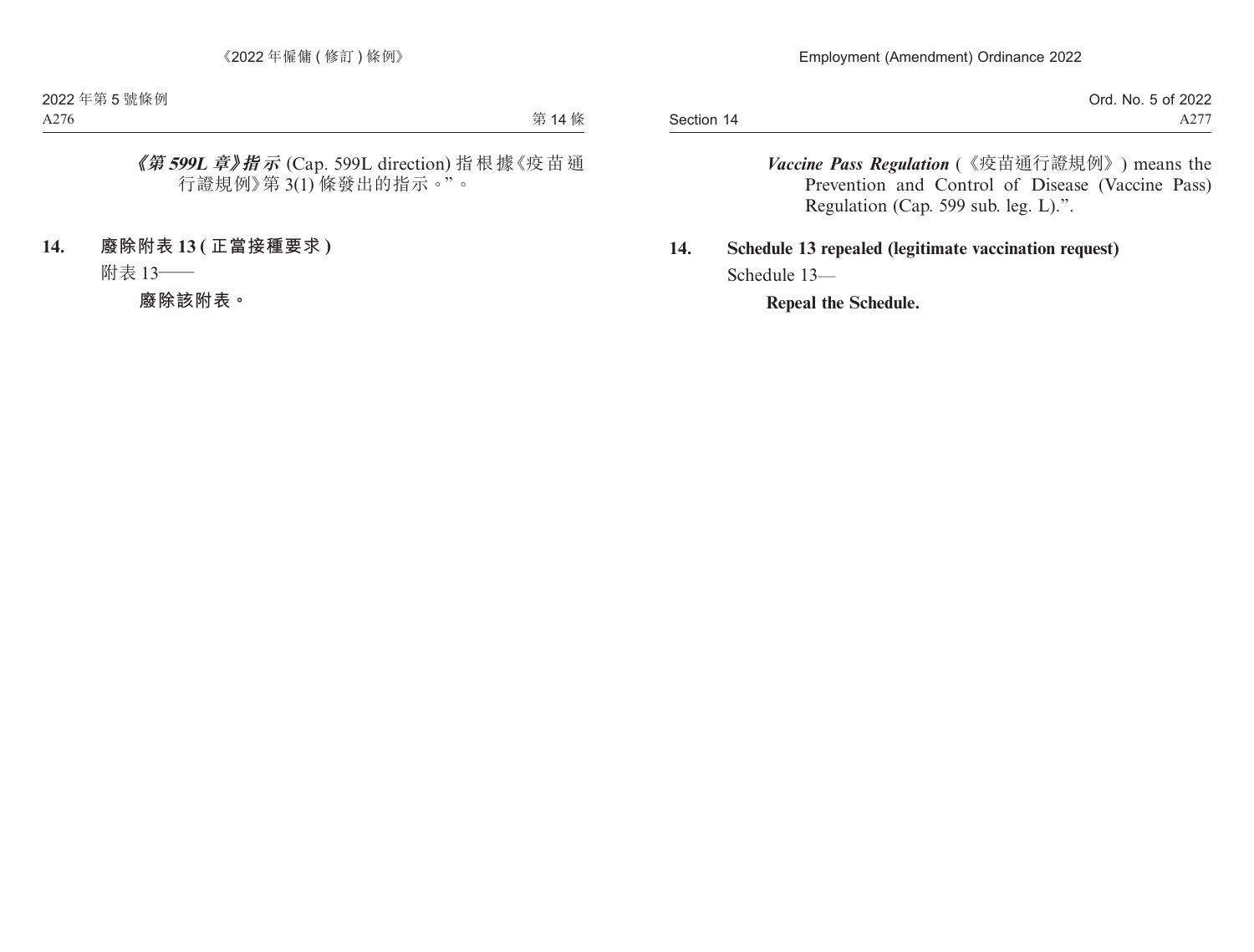***《第 599L 章》指示*** (Cap. 599L direction) 指根據《疫苗通行證規例》第 3(1) 條發出的指示。”。

## 14. 廢除附表 13 (正當接種要求)

附表 13——

**廢除該附表。**

***Vaccine Pass Regulation*** (《疫苗通行證規例》) means the Prevention and Control of Disease (Vaccine Pass) Regulation (Cap. 599 sub. leg. L).”.

## 14. Schedule 13 repealed (legitimate vaccination request)

Schedule 13—

**Repeal the Schedule.**